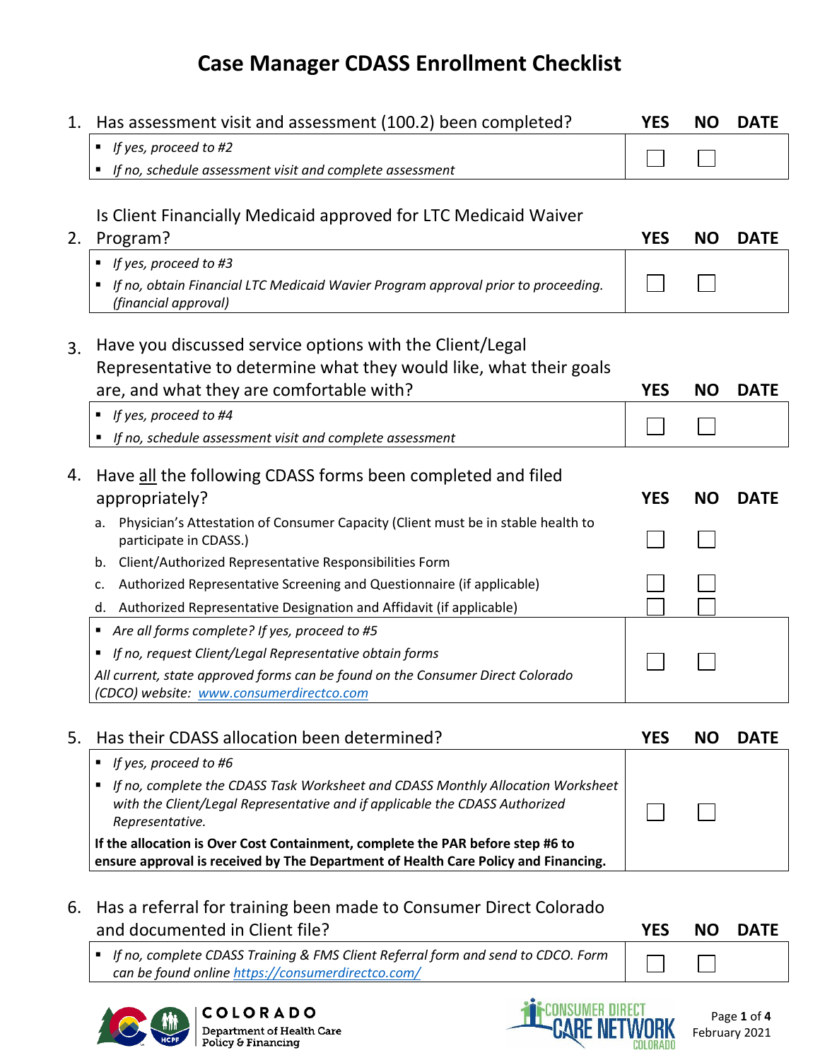# Case Manager CDASS Enrollment Checklist

| 1. Has assessment visit and assessment (100.2) been completed? | YES | NO | DATE |
|---|---|---|---|
| ▪ *If yes, proceed to #2*<br>▪ *If no, schedule assessment visit and complete assessment* | ☐ | ☐ | |

| 2. Is Client Financially Medicaid approved for LTC Medicaid Waiver Program? | YES | NO | DATE |
|---|---|---|---|
| ▪ *If yes, proceed to #3*<br>▪ *If no, obtain Financial LTC Medicaid Wavier Program approval prior to proceeding. (financial approval)* | ☐ | ☐ | |

| 3. Have you discussed service options with the Client/Legal Representative to determine what they would like, what their goals are, and what they are comfortable with? | YES | NO | DATE |
|---|---|---|---|
| ▪ *If yes, proceed to #4*<br>▪ *If no, schedule assessment visit and complete assessment* | ☐ | ☐ | |

| 4. Have all the following CDASS forms been completed and filed appropriately? | YES | NO | DATE |
|---|---|---|---|
| a. Physician's Attestation of Consumer Capacity (Client must be in stable health to participate in CDASS.) | ☐ | ☐ | |
| b. Client/Authorized Representative Responsibilities Form | | | |
| c. Authorized Representative Screening and Questionnaire (if applicable) | ☐ | ☐ | |
| d. Authorized Representative Designation and Affidavit (if applicable) | ☐ | ☐ | |
| ▪ *Are all forms complete? If yes, proceed to #5*<br>▪ *If no, request Client/Legal Representative obtain forms*<br>*All current, state approved forms can be found on the Consumer Direct Colorado (CDCO) website: [www.consumerdirectco.com](www.consumerdirectco.com)* | ☐ | ☐ | |

| 5. Has their CDASS allocation been determined? | YES | NO | DATE |
|---|---|---|---|
| ▪ *If yes, proceed to #6*<br>▪ *If no, complete the CDASS Task Worksheet and CDASS Monthly Allocation Worksheet with the Client/Legal Representative and if applicable the CDASS Authorized Representative.*<br>**If the allocation is Over Cost Containment, complete the PAR before step #6 to ensure approval is received by The Department of Health Care Policy and Financing.** | ☐ | ☐ | |

| 6. Has a referral for training been made to Consumer Direct Colorado and documented in Client file? | YES | NO | DATE |
|---|---|---|---|
| ▪ *If no, complete CDASS Training & FMS Client Referral form and send to CDCO. Form can be found online [https://consumerdirectco.com/](https://consumerdirectco.com/)* | ☐ | ☐ | |

COLORADO Department of Health Care Policy & Financing

CONSUMER DIRECT CARE NETWORK COLORADO

February 2021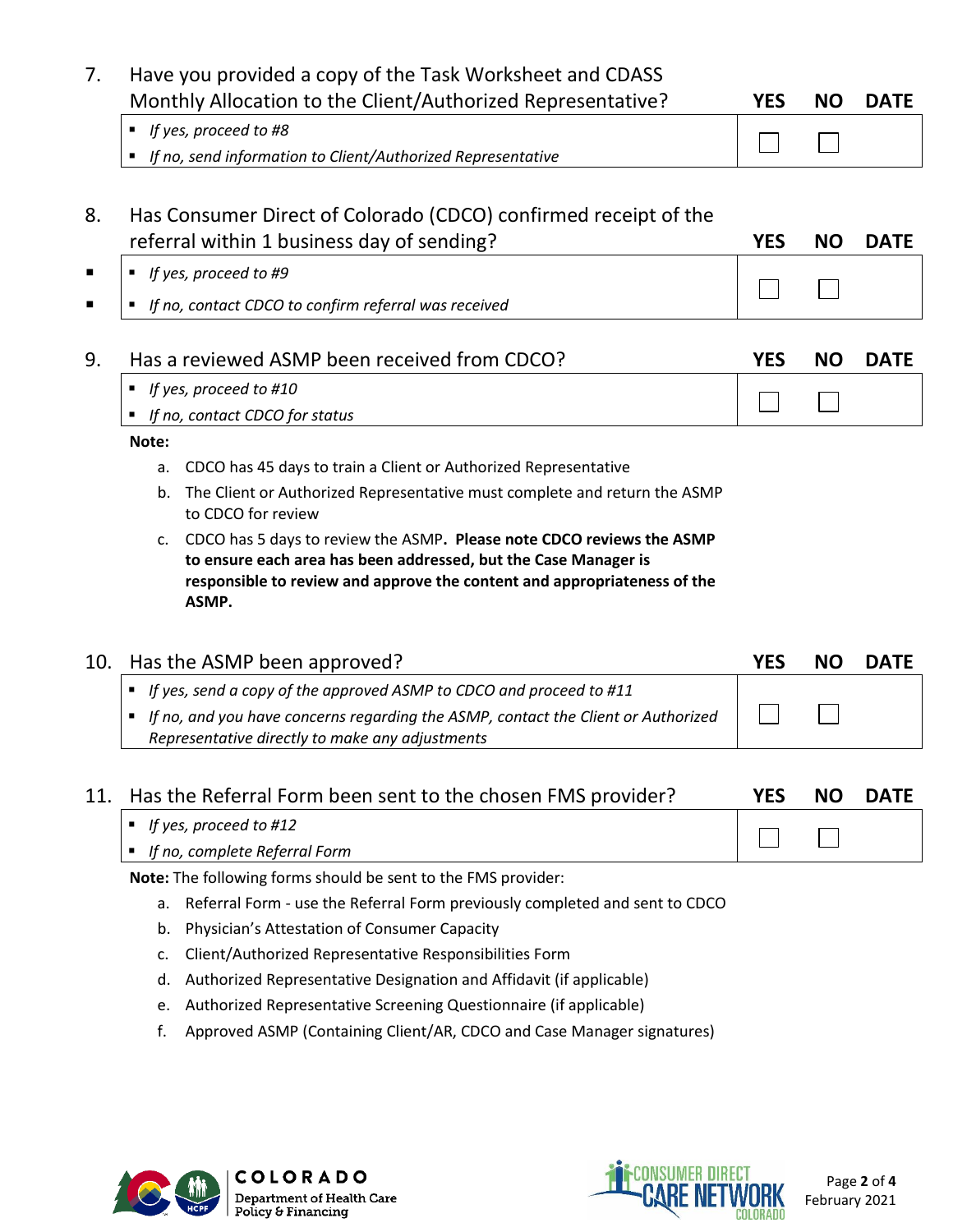7. Have you provided a copy of the Task Worksheet and CDASS Monthly Allocation to the Client/Authorized Representative?

| | YES | NO | DATE |
|---|---|---|---|
| ▪ *If yes, proceed to #8*<br>▪ *If no, send information to Client/Authorized Representative* | ☐ | ☐ | |

8. Has Consumer Direct of Colorado (CDCO) confirmed receipt of the referral within 1 business day of sending?

| | YES | NO | DATE |
|---|---|---|---|
| ▪ *If yes, proceed to #9*<br>▪ *If no, contact CDCO to confirm referral was received* | ☐ | ☐ | |

9. Has a reviewed ASMP been received from CDCO?

| | YES | NO | DATE |
|---|---|---|---|
| ▪ *If yes, proceed to #10*<br>▪ *If no, contact CDCO for status* | ☐ | ☐ | |

**Note:**

a. CDCO has 45 days to train a Client or Authorized Representative
b. The Client or Authorized Representative must complete and return the ASMP to CDCO for review
c. CDCO has 5 days to review the ASMP**. Please note CDCO reviews the ASMP to ensure each area has been addressed, but the Case Manager is responsible to review and approve the content and appropriateness of the ASMP.**

10. Has the ASMP been approved?

| | YES | NO | DATE |
|---|---|---|---|
| ▪ *If yes, send a copy of the approved ASMP to CDCO and proceed to #11*<br>▪ *If no, and you have concerns regarding the ASMP, contact the Client or Authorized Representative directly to make any adjustments* | ☐ | ☐ | |

11. Has the Referral Form been sent to the chosen FMS provider?

| | YES | NO | DATE |
|---|---|---|---|
| ▪ *If yes, proceed to #12*<br>▪ *If no, complete Referral Form* | ☐ | ☐ | |

**Note:** The following forms should be sent to the FMS provider:

a. Referral Form - use the Referral Form previously completed and sent to CDCO
b. Physician's Attestation of Consumer Capacity
c. Client/Authorized Representative Responsibilities Form
d. Authorized Representative Designation and Affidavit (if applicable)
e. Authorized Representative Screening Questionnaire (if applicable)
f. Approved ASMP (Containing Client/AR, CDCO and Case Manager signatures)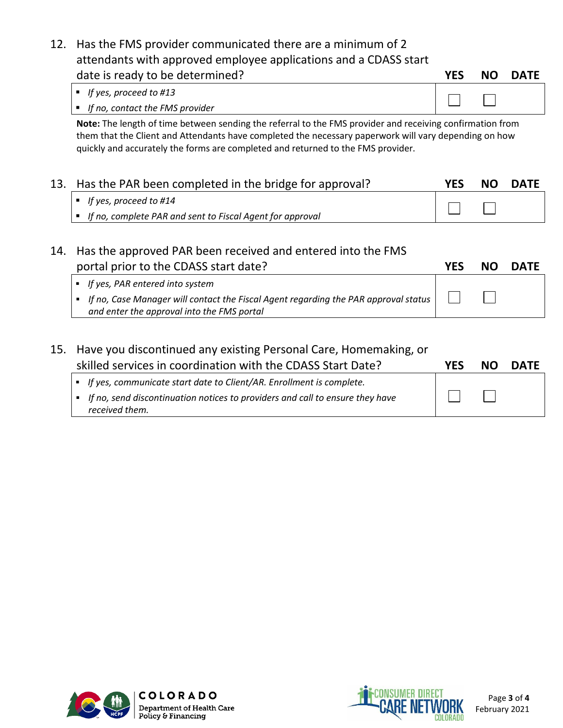12. Has the FMS provider communicated there are a minimum of 2 attendants with approved employee applications and a CDASS start date is ready to be determined?

| | YES | NO | DATE |
|---|---|---|---|
| ▪ *If yes, proceed to #13*<br>▪ *If no, contact the FMS provider* | ☐ | ☐ | |

**Note:** The length of time between sending the referral to the FMS provider and receiving confirmation from them that the Client and Attendants have completed the necessary paperwork will vary depending on how quickly and accurately the forms are completed and returned to the FMS provider.

13. Has the PAR been completed in the bridge for approval?

| | YES | NO | DATE |
|---|---|---|---|
| ▪ *If yes, proceed to #14*<br>▪ *If no, complete PAR and sent to Fiscal Agent for approval* | ☐ | ☐ | |

14. Has the approved PAR been received and entered into the FMS portal prior to the CDASS start date?

| | YES | NO | DATE |
|---|---|---|---|
| ▪ *If yes, PAR entered into system*<br>▪ *If no, Case Manager will contact the Fiscal Agent regarding the PAR approval status and enter the approval into the FMS portal* | ☐ | ☐ | |

15. Have you discontinued any existing Personal Care, Homemaking, or skilled services in coordination with the CDASS Start Date?

| | YES | NO | DATE |
|---|---|---|---|
| ▪ *If yes, communicate start date to Client/AR. Enrollment is complete.*<br>▪ *If no, send discontinuation notices to providers and call to ensure they have received them.* | ☐ | ☐ | |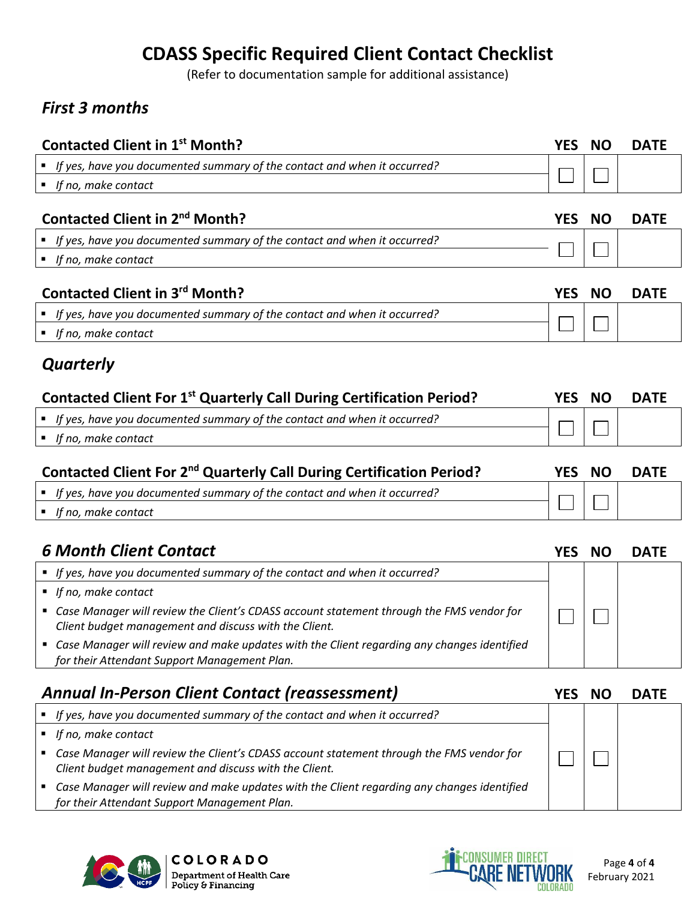# CDASS Specific Required Client Contact Checklist

(Refer to documentation sample for additional assistance)

## *First 3 months*

| Contacted Client in 1st Month? | YES | NO | DATE |
|---|---|---|---|
| ▪ *If yes, have you documented summary of the contact and when it occurred?*<br>▪ *If no, make contact* | ☐ | ☐ | |

| Contacted Client in 2nd Month? | YES | NO | DATE |
|---|---|---|---|
| ▪ *If yes, have you documented summary of the contact and when it occurred?*<br>▪ *If no, make contact* | ☐ | ☐ | |

| Contacted Client in 3rd Month? | YES | NO | DATE |
|---|---|---|---|
| ▪ *If yes, have you documented summary of the contact and when it occurred?*<br>▪ *If no, make contact* | ☐ | ☐ | |

## *Quarterly*

| Contacted Client For 1st Quarterly Call During Certification Period? | YES | NO | DATE |
|---|---|---|---|
| ▪ *If yes, have you documented summary of the contact and when it occurred?*<br>▪ *If no, make contact* | ☐ | ☐ | |

| Contacted Client For 2nd Quarterly Call During Certification Period? | YES | NO | DATE |
|---|---|---|---|
| ▪ *If yes, have you documented summary of the contact and when it occurred?*<br>▪ *If no, make contact* | ☐ | ☐ | |

| *6 Month Client Contact* | YES | NO | DATE |
|---|---|---|---|
| ▪ *If yes, have you documented summary of the contact and when it occurred?*<br>▪ *If no, make contact*<br>▪ *Case Manager will review the Client's CDASS account statement through the FMS vendor for Client budget management and discuss with the Client.*<br>▪ *Case Manager will review and make updates with the Client regarding any changes identified for their Attendant Support Management Plan.* | ☐ | ☐ | |

| *Annual In-Person Client Contact (reassessment)* | YES | NO | DATE |
|---|---|---|---|
| ▪ *If yes, have you documented summary of the contact and when it occurred?*<br>▪ *If no, make contact*<br>▪ *Case Manager will review the Client's CDASS account statement through the FMS vendor for Client budget management and discuss with the Client.*<br>▪ *Case Manager will review and make updates with the Client regarding any changes identified for their Attendant Support Management Plan.* | ☐ | ☐ | |

COLORADO Department of Health Care Policy & Financing

CONSUMER DIRECT CARE NETWORK COLORADO

February 2021